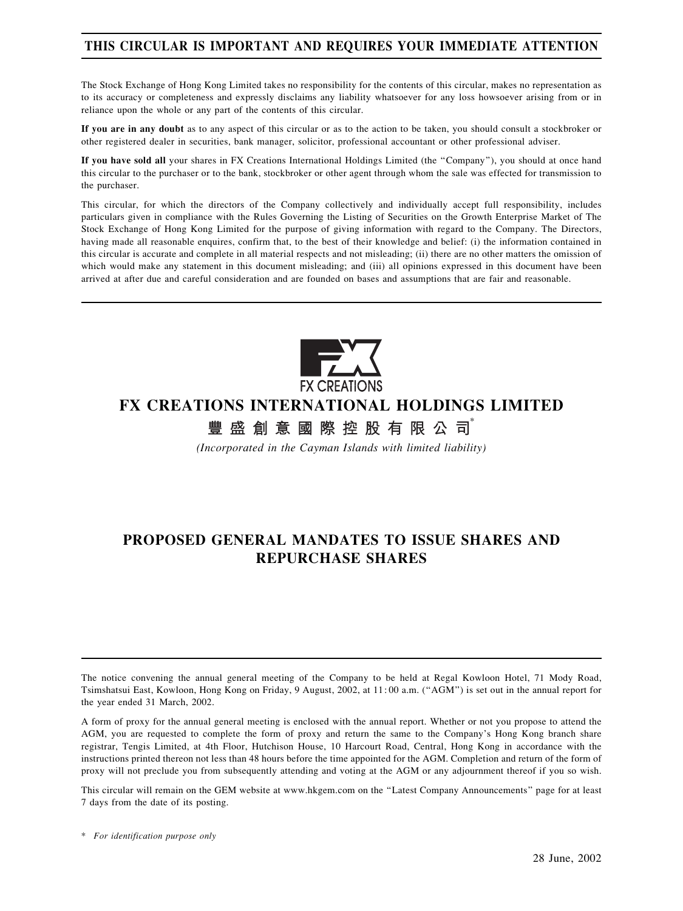# THIS CIRCULAR IS IMPORTANT AND REQUIRES YOUR IMMEDIATE ATTENTION

The Stock Exchange of Hong Kong Limited takes no responsibility for the contents of this circular, makes no representation as to its accuracy or completeness and expressly disclaims any liability whatsoever for any loss howsoever arising from or in reliance upon the whole or any part of the contents of this circular.

**If you are in any doubt** as to any aspect of this circular or as to the action to be taken, you should consult a stockbroker or other registered dealer in securities, bank manager, solicitor, professional accountant or other professional adviser.

**If you have sold all** your shares in FX Creations International Holdings Limited (the "Company"), you should at once hand this circular to the purchaser or to the bank, stockbroker or other agent through whom the sale was effected for transmission to the purchaser.

This circular, for which the directors of the Company collectively and individually accept full responsibility, includes particulars given in compliance with the Rules Governing the Listing of Securities on the Growth Enterprise Market of The Stock Exchange of Hong Kong Limited for the purpose of giving information with regard to the Company. The Directors, having made all reasonable enquires, confirm that, to the best of their knowledge and belief: (i) the information contained in this circular is accurate and complete in all material respects and not misleading; (ii) there are no other matters the omission of which would make any statement in this document misleading; and (iii) all opinions expressed in this document have been arrived at after due and careful consideration and are founded on bases and assumptions that are fair and reasonable.

FX CREATIONS

# FX CREATIONS INTERNATIONAL HOLDINGS LIMITED

## 豐盛創意國際控股有限公司*

*(Incorporated in the Cayman Islands with limited liability)*

# PROPOSED GENERAL MANDATES TO ISSUE SHARES AND REPURCHASE SHARES

The notice convening the annual general meeting of the Company to be held at Regal Kowloon Hotel, 71 Mody Road, Tsimshatsui East, Kowloon, Hong Kong on Friday, 9 August, 2002, at 11:00 a.m. ("AGM") is set out in the annual report for the year ended 31 March, 2002.

A form of proxy for the annual general meeting is enclosed with the annual report. Whether or not you propose to attend the AGM, you are requested to complete the form of proxy and return the same to the Company's Hong Kong branch share registrar, Tengis Limited, at 4th Floor, Hutchison House, 10 Harcourt Road, Central, Hong Kong in accordance with the instructions printed thereon not less than 48 hours before the time appointed for the AGM. Completion and return of the form of proxy will not preclude you from subsequently attending and voting at the AGM or any adjournment thereof if you so wish.

This circular will remain on the GEM website at www.hkgem.com on the "Latest Company Announcements" page for at least 7 days from the date of its posting.

\* *For identification purpose only*

28 June, 2002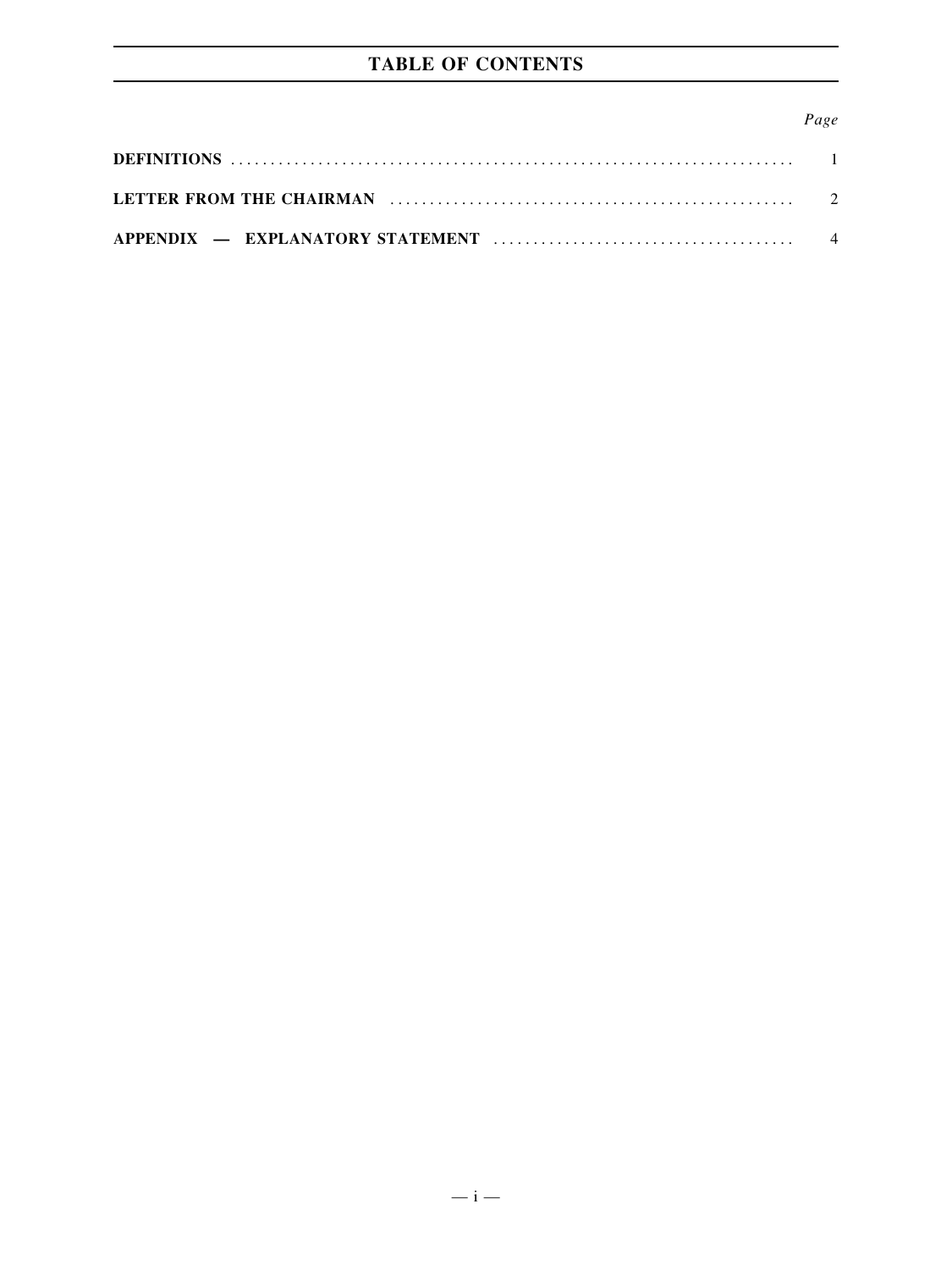# TABLE OF CONTENTS

| | Page |
|---|---|
| **DEFINITIONS** | 1 |
| **LETTER FROM THE CHAIRMAN** | 2 |
| **APPENDIX — EXPLANATORY STATEMENT** | 4 |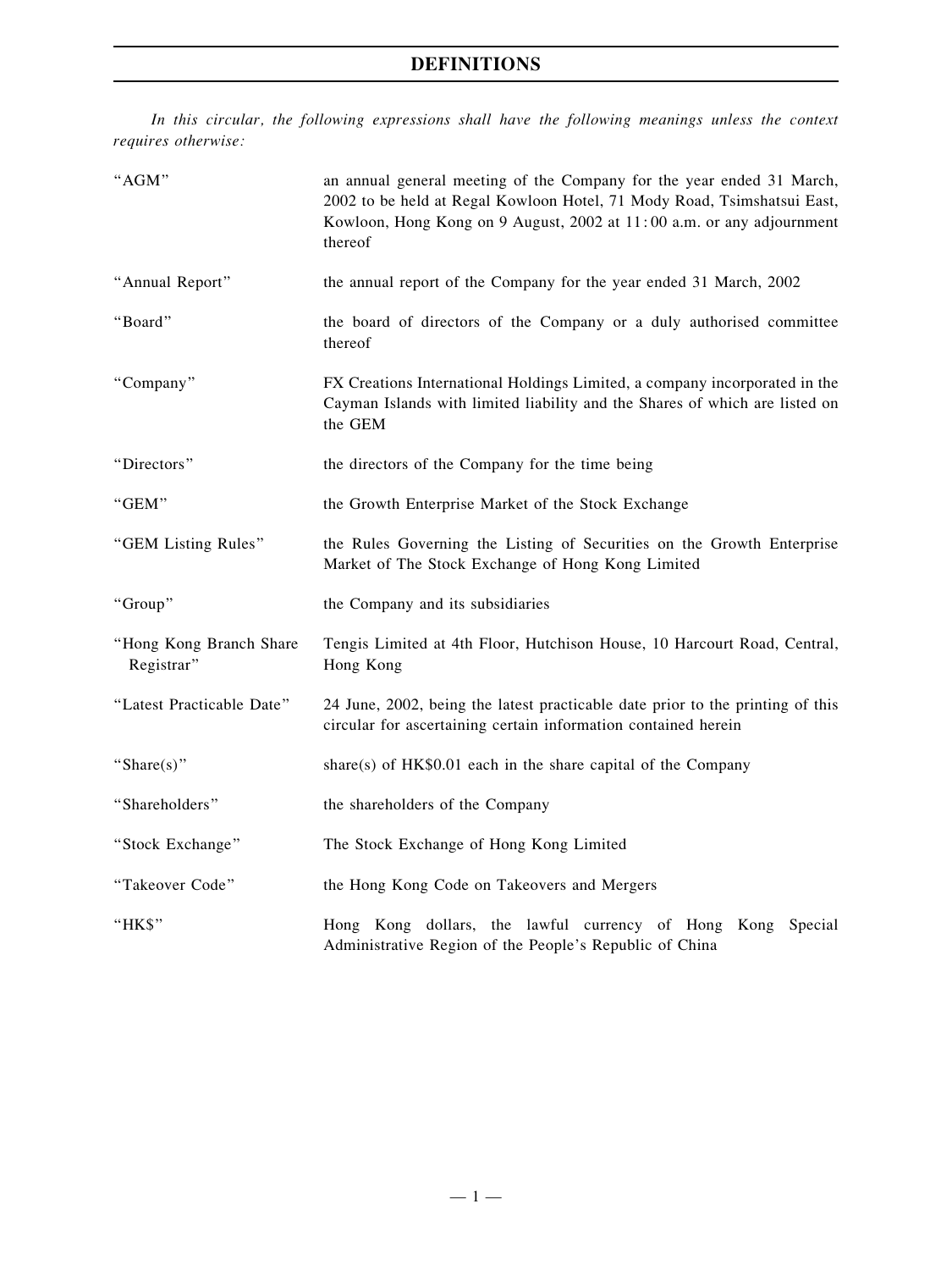# DEFINITIONS

*In this circular, the following expressions shall have the following meanings unless the context requires otherwise:*

| | |
|---|---|
| "AGM" | an annual general meeting of the Company for the year ended 31 March, 2002 to be held at Regal Kowloon Hotel, 71 Mody Road, Tsimshatsui East, Kowloon, Hong Kong on 9 August, 2002 at 11:00 a.m. or any adjournment thereof |
| "Annual Report" | the annual report of the Company for the year ended 31 March, 2002 |
| "Board" | the board of directors of the Company or a duly authorised committee thereof |
| "Company" | FX Creations International Holdings Limited, a company incorporated in the Cayman Islands with limited liability and the Shares of which are listed on the GEM |
| "Directors" | the directors of the Company for the time being |
| "GEM" | the Growth Enterprise Market of the Stock Exchange |
| "GEM Listing Rules" | the Rules Governing the Listing of Securities on the Growth Enterprise Market of The Stock Exchange of Hong Kong Limited |
| "Group" | the Company and its subsidiaries |
| "Hong Kong Branch Share Registrar" | Tengis Limited at 4th Floor, Hutchison House, 10 Harcourt Road, Central, Hong Kong |
| "Latest Practicable Date" | 24 June, 2002, being the latest practicable date prior to the printing of this circular for ascertaining certain information contained herein |
| "Share(s)" | share(s) of HK$0.01 each in the share capital of the Company |
| "Shareholders" | the shareholders of the Company |
| "Stock Exchange" | The Stock Exchange of Hong Kong Limited |
| "Takeover Code" | the Hong Kong Code on Takeovers and Mergers |
| "HK$" | Hong Kong dollars, the lawful currency of Hong Kong Special Administrative Region of the People's Republic of China |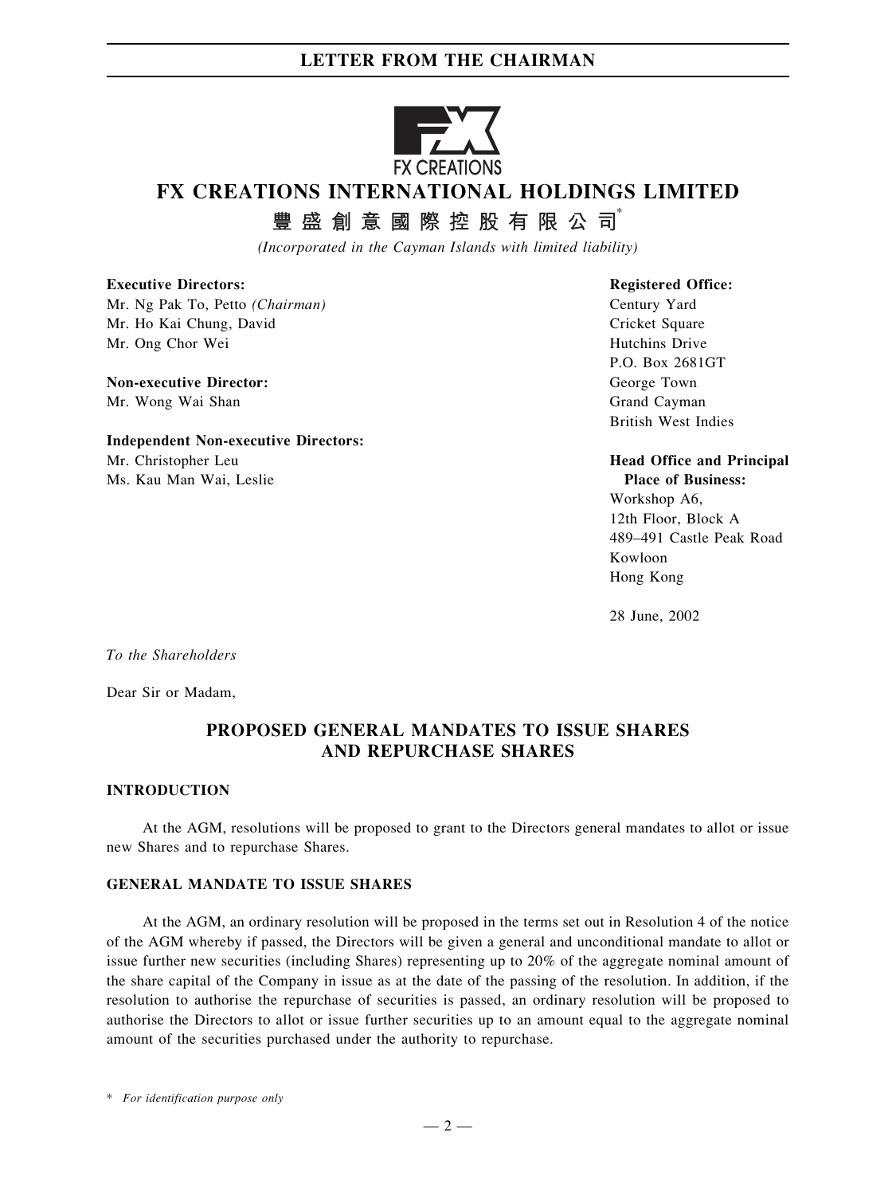# FX CREATIONS INTERNATIONAL HOLDINGS LIMITED

## 豐盛創意國際控股有限公司*

*(Incorporated in the Cayman Islands with limited liability)*

**Executive Directors:**
Mr. Ng Pak To, Petto *(Chairman)*
Mr. Ho Kai Chung, David
Mr. Ong Chor Wei

**Non-executive Director:**
Mr. Wong Wai Shan

**Independent Non-executive Directors:**
Mr. Christopher Leu
Ms. Kau Man Wai, Leslie

**Registered Office:**
Century Yard
Cricket Square
Hutchins Drive
P.O. Box 2681GT
George Town
Grand Cayman
British West Indies

**Head Office and Principal Place of Business:**
Workshop A6,
12th Floor, Block A
489–491 Castle Peak Road
Kowloon
Hong Kong

28 June, 2002

*To the Shareholders*

Dear Sir or Madam,

## PROPOSED GENERAL MANDATES TO ISSUE SHARES AND REPURCHASE SHARES

### INTRODUCTION

At the AGM, resolutions will be proposed to grant to the Directors general mandates to allot or issue new Shares and to repurchase Shares.

### GENERAL MANDATE TO ISSUE SHARES

At the AGM, an ordinary resolution will be proposed in the terms set out in Resolution 4 of the notice of the AGM whereby if passed, the Directors will be given a general and unconditional mandate to allot or issue further new securities (including Shares) representing up to 20% of the aggregate nominal amount of the share capital of the Company in issue as at the date of the passing of the resolution. In addition, if the resolution to authorise the repurchase of securities is passed, an ordinary resolution will be proposed to authorise the Directors to allot or issue further securities up to an amount equal to the aggregate nominal amount of the securities purchased under the authority to repurchase.

\* *For identification purpose only*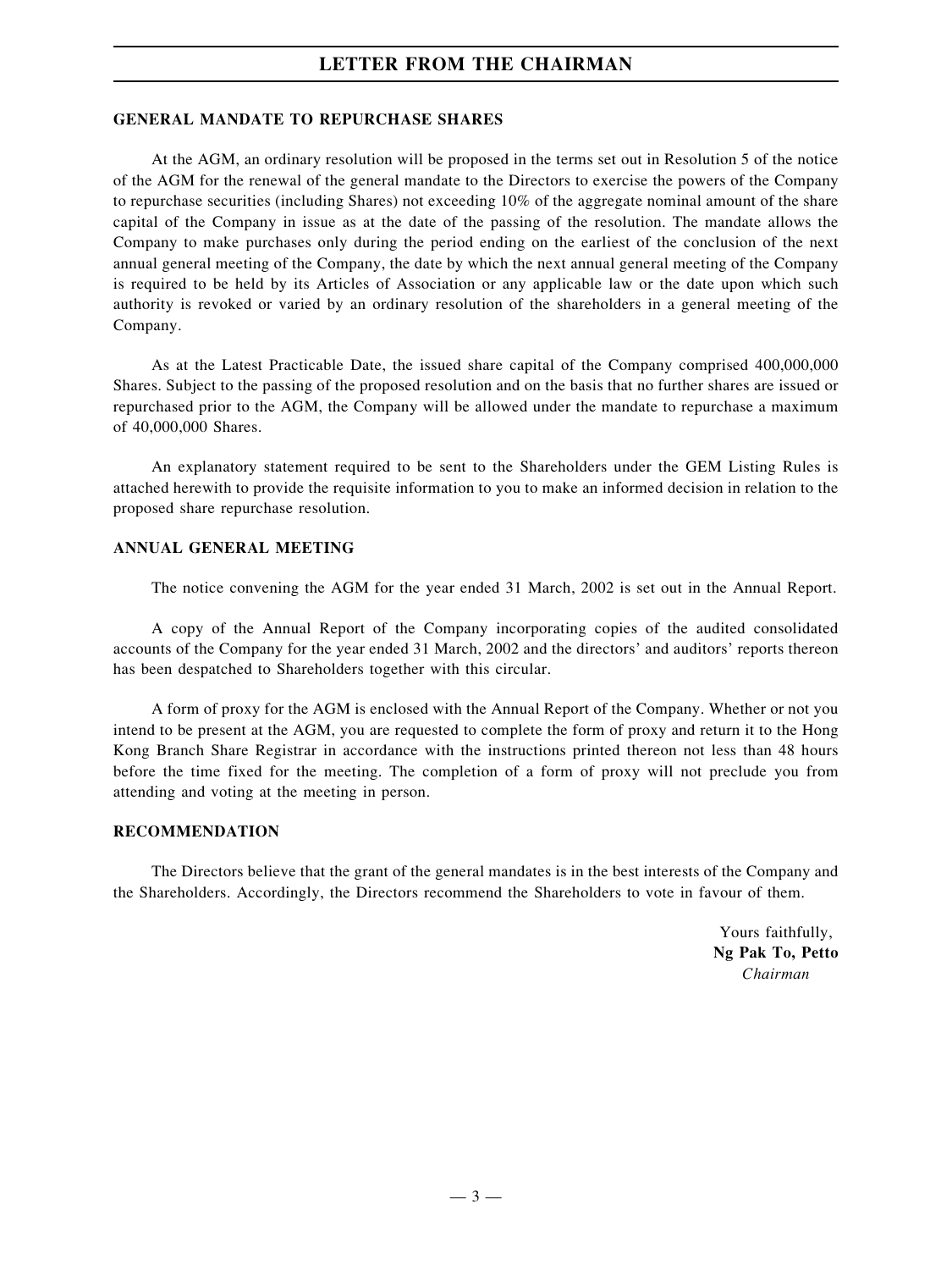## GENERAL MANDATE TO REPURCHASE SHARES

At the AGM, an ordinary resolution will be proposed in the terms set out in Resolution 5 of the notice of the AGM for the renewal of the general mandate to the Directors to exercise the powers of the Company to repurchase securities (including Shares) not exceeding 10% of the aggregate nominal amount of the share capital of the Company in issue as at the date of the passing of the resolution. The mandate allows the Company to make purchases only during the period ending on the earliest of the conclusion of the next annual general meeting of the Company, the date by which the next annual general meeting of the Company is required to be held by its Articles of Association or any applicable law or the date upon which such authority is revoked or varied by an ordinary resolution of the shareholders in a general meeting of the Company.

As at the Latest Practicable Date, the issued share capital of the Company comprised 400,000,000 Shares. Subject to the passing of the proposed resolution and on the basis that no further shares are issued or repurchased prior to the AGM, the Company will be allowed under the mandate to repurchase a maximum of 40,000,000 Shares.

An explanatory statement required to be sent to the Shareholders under the GEM Listing Rules is attached herewith to provide the requisite information to you to make an informed decision in relation to the proposed share repurchase resolution.

## ANNUAL GENERAL MEETING

The notice convening the AGM for the year ended 31 March, 2002 is set out in the Annual Report.

A copy of the Annual Report of the Company incorporating copies of the audited consolidated accounts of the Company for the year ended 31 March, 2002 and the directors' and auditors' reports thereon has been despatched to Shareholders together with this circular.

A form of proxy for the AGM is enclosed with the Annual Report of the Company. Whether or not you intend to be present at the AGM, you are requested to complete the form of proxy and return it to the Hong Kong Branch Share Registrar in accordance with the instructions printed thereon not less than 48 hours before the time fixed for the meeting. The completion of a form of proxy will not preclude you from attending and voting at the meeting in person.

## RECOMMENDATION

The Directors believe that the grant of the general mandates is in the best interests of the Company and the Shareholders. Accordingly, the Directors recommend the Shareholders to vote in favour of them.

Yours faithfully,
**Ng Pak To, Petto**
*Chairman*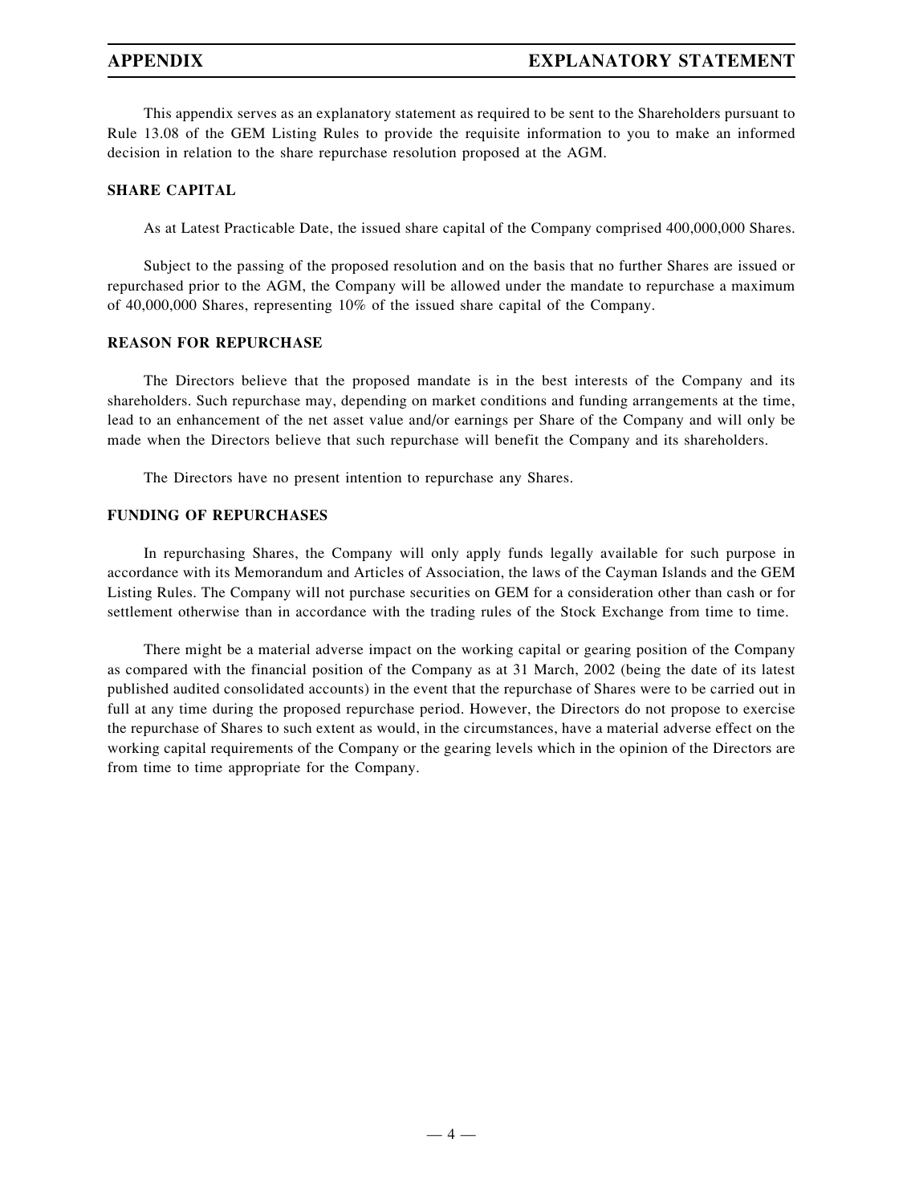# APPENDIX — EXPLANATORY STATEMENT

This appendix serves as an explanatory statement as required to be sent to the Shareholders pursuant to Rule 13.08 of the GEM Listing Rules to provide the requisite information to you to make an informed decision in relation to the share repurchase resolution proposed at the AGM.

## SHARE CAPITAL

As at Latest Practicable Date, the issued share capital of the Company comprised 400,000,000 Shares.

Subject to the passing of the proposed resolution and on the basis that no further Shares are issued or repurchased prior to the AGM, the Company will be allowed under the mandate to repurchase a maximum of 40,000,000 Shares, representing 10% of the issued share capital of the Company.

## REASON FOR REPURCHASE

The Directors believe that the proposed mandate is in the best interests of the Company and its shareholders. Such repurchase may, depending on market conditions and funding arrangements at the time, lead to an enhancement of the net asset value and/or earnings per Share of the Company and will only be made when the Directors believe that such repurchase will benefit the Company and its shareholders.

The Directors have no present intention to repurchase any Shares.

## FUNDING OF REPURCHASES

In repurchasing Shares, the Company will only apply funds legally available for such purpose in accordance with its Memorandum and Articles of Association, the laws of the Cayman Islands and the GEM Listing Rules. The Company will not purchase securities on GEM for a consideration other than cash or for settlement otherwise than in accordance with the trading rules of the Stock Exchange from time to time.

There might be a material adverse impact on the working capital or gearing position of the Company as compared with the financial position of the Company as at 31 March, 2002 (being the date of its latest published audited consolidated accounts) in the event that the repurchase of Shares were to be carried out in full at any time during the proposed repurchase period. However, the Directors do not propose to exercise the repurchase of Shares to such extent as would, in the circumstances, have a material adverse effect on the working capital requirements of the Company or the gearing levels which in the opinion of the Directors are from time to time appropriate for the Company.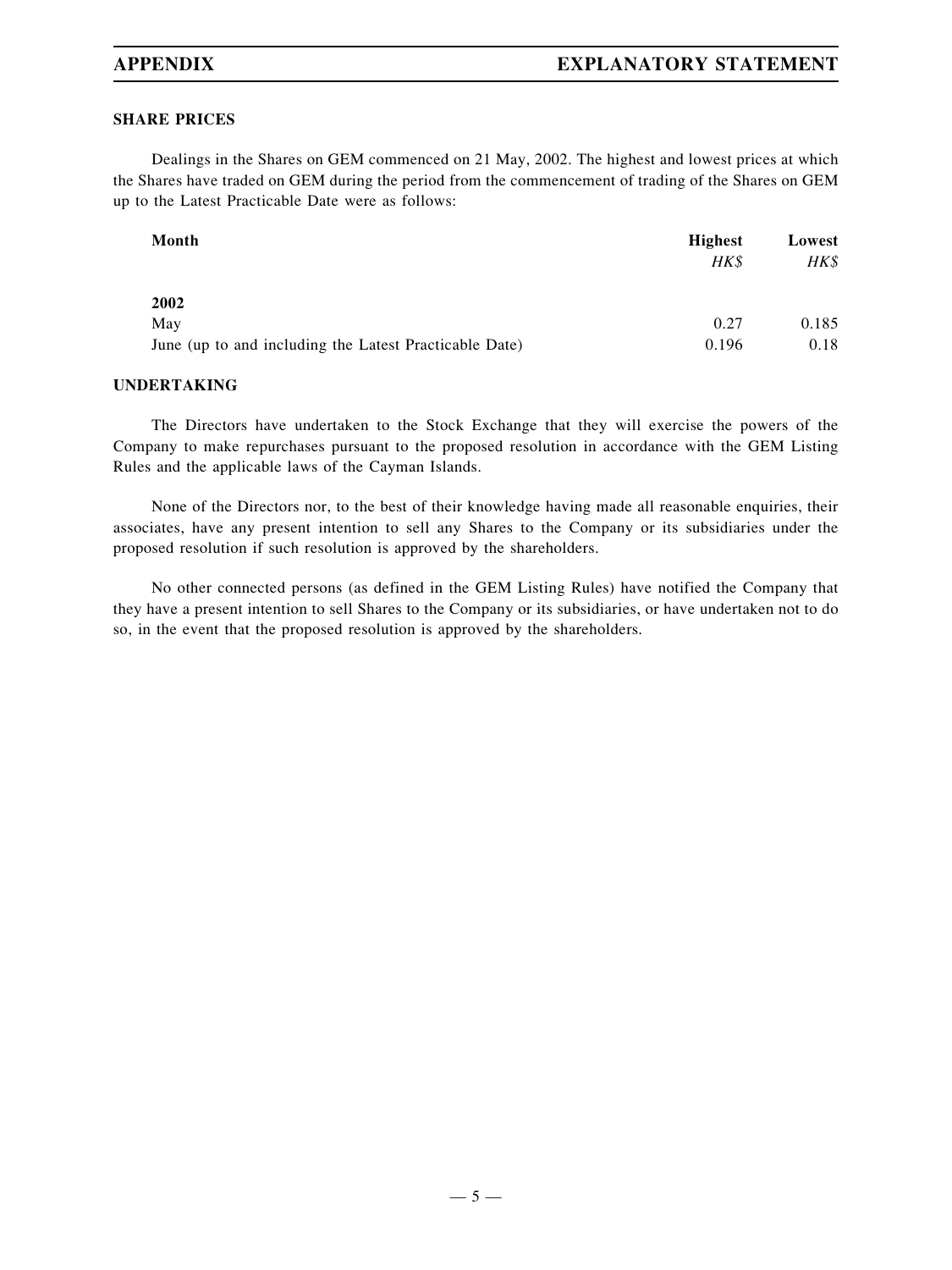## SHARE PRICES

Dealings in the Shares on GEM commenced on 21 May, 2002. The highest and lowest prices at which the Shares have traded on GEM during the period from the commencement of trading of the Shares on GEM up to the Latest Practicable Date were as follows:

| Month | Highest | Lowest |
|---|---|---|
| | *HK$* | *HK$* |
| **2002** | | |
| May | 0.27 | 0.185 |
| June (up to and including the Latest Practicable Date) | 0.196 | 0.18 |

## UNDERTAKING

The Directors have undertaken to the Stock Exchange that they will exercise the powers of the Company to make repurchases pursuant to the proposed resolution in accordance with the GEM Listing Rules and the applicable laws of the Cayman Islands.

None of the Directors nor, to the best of their knowledge having made all reasonable enquiries, their associates, have any present intention to sell any Shares to the Company or its subsidiaries under the proposed resolution if such resolution is approved by the shareholders.

No other connected persons (as defined in the GEM Listing Rules) have notified the Company that they have a present intention to sell Shares to the Company or its subsidiaries, or have undertaken not to do so, in the event that the proposed resolution is approved by the shareholders.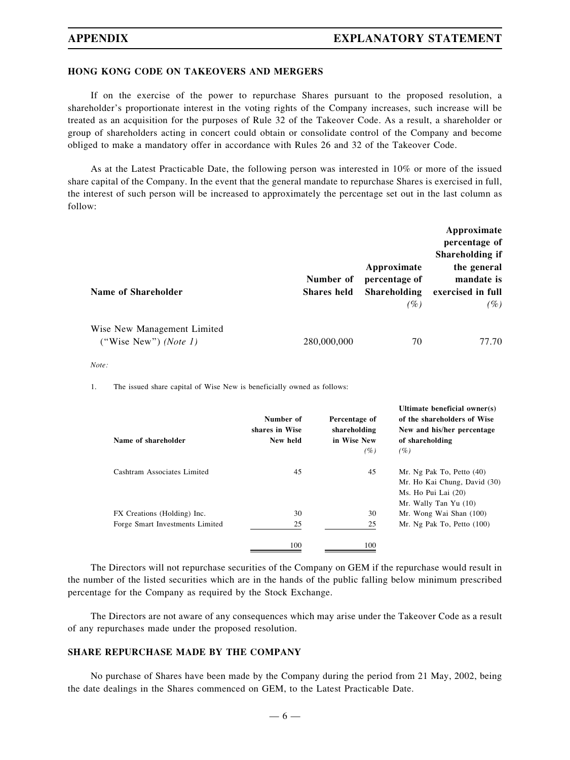## HONG KONG CODE ON TAKEOVERS AND MERGERS

If on the exercise of the power to repurchase Shares pursuant to the proposed resolution, a shareholder's proportionate interest in the voting rights of the Company increases, such increase will be treated as an acquisition for the purposes of Rule 32 of the Takeover Code. As a result, a shareholder or group of shareholders acting in concert could obtain or consolidate control of the Company and become obliged to make a mandatory offer in accordance with Rules 26 and 32 of the Takeover Code.

As at the Latest Practicable Date, the following person was interested in 10% or more of the issued share capital of the Company. In the event that the general mandate to repurchase Shares is exercised in full, the interest of such person will be increased to approximately the percentage set out in the last column as follow:

| Name of Shareholder | Number of Shares held | Approximate percentage of Shareholding *(%)* | Approximate percentage of Shareholding if the general mandate is exercised in full *(%)* |
|---|---|---|---|
| Wise New Management Limited ("Wise New") *(Note 1)* | 280,000,000 | 70 | 77.70 |

*Note:*

1. The issued share capital of Wise New is beneficially owned as follows:

| Name of shareholder | Number of shares in Wise New held | Percentage of shareholding in Wise New *(%)* | Ultimate beneficial owner(s) of the shareholders of Wise New and his/her percentage of shareholding *(%)* |
|---|---|---|---|
| Cashtram Associates Limited | 45 | 45 | Mr. Ng Pak To, Petto (40)<br>Mr. Ho Kai Chung, David (30)<br>Ms. Ho Pui Lai (20)<br>Mr. Wally Tan Yu (10) |
| FX Creations (Holding) Inc. | 30 | 30 | Mr. Wong Wai Shan (100) |
| Forge Smart Investments Limited | 25 | 25 | Mr. Ng Pak To, Petto (100) |
| | 100 | 100 | |

The Directors will not repurchase securities of the Company on GEM if the repurchase would result in the number of the listed securities which are in the hands of the public falling below minimum prescribed percentage for the Company as required by the Stock Exchange.

The Directors are not aware of any consequences which may arise under the Takeover Code as a result of any repurchases made under the proposed resolution.

## SHARE REPURCHASE MADE BY THE COMPANY

No purchase of Shares have been made by the Company during the period from 21 May, 2002, being the date dealings in the Shares commenced on GEM, to the Latest Practicable Date.